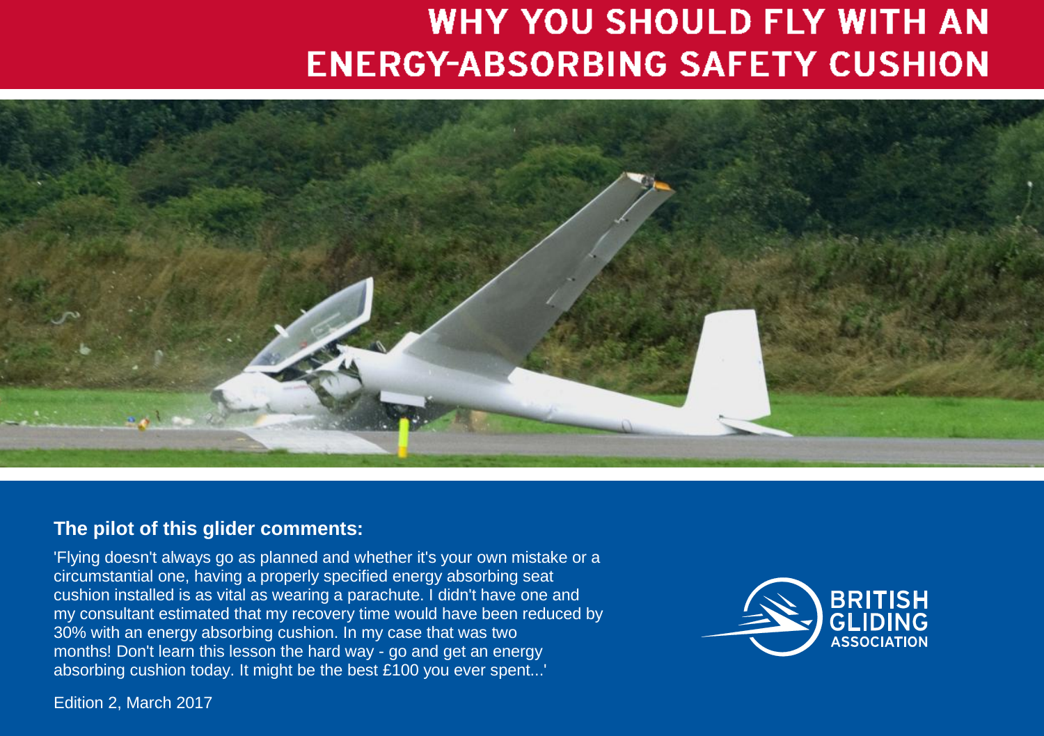# WHY YOU SHOULD FLY WITH AN ENERGY-ABSORBING SAFETY CUSHION

**The pilot of this glider comments:**

'Flying doesn't always go as planned and whether it's your own mistake or a circumstantial one, having a properly specified energy absorbing seat cushion installed is as vital as wearing a parachute. I didn't have one and my consultant estimated that my recovery time would have been reduced by 30% with an energy absorbing cushion. In my case that was two months! Don't learn this lesson the hard way - go and get an energy absorbing cushion today. It might be the best £100 you ever spent...'

BRITISH GLIDING ASSOCIATION

Edition 2, March 2017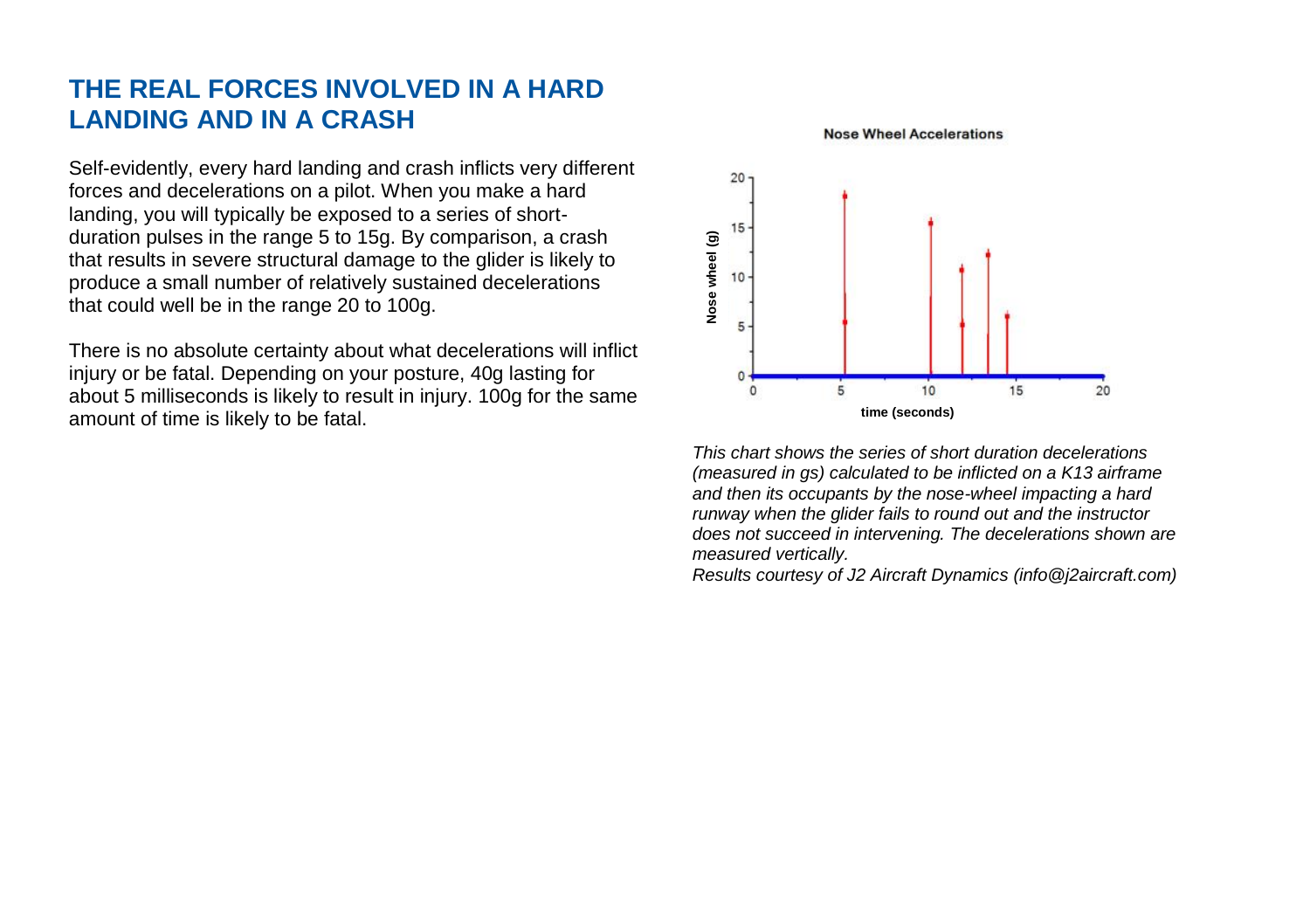## THE REAL FORCES INVOLVED IN A HARD LANDING AND IN A CRASH

Self-evidently, every hard landing and crash inflicts very different forces and decelerations on a pilot. When you make a hard landing, you will typically be exposed to a series of short-duration pulses in the range 5 to 15g. By comparison, a crash that results in severe structural damage to the glider is likely to produce a small number of relatively sustained decelerations that could well be in the range 20 to 100g.

There is no absolute certainty about what decelerations will inflict injury or be fatal. Depending on your posture, 40g lasting for about 5 milliseconds is likely to result in injury. 100g for the same amount of time is likely to be fatal.

*This chart shows the series of short duration decelerations (measured in gs) calculated to be inflicted on a K13 airframe and then its occupants by the nose-wheel impacting a hard runway when the glider fails to round out and the instructor does not succeed in intervening. The decelerations shown are measured vertically.*
*Results courtesy of J2 Aircraft Dynamics (info@j2aircraft.com)*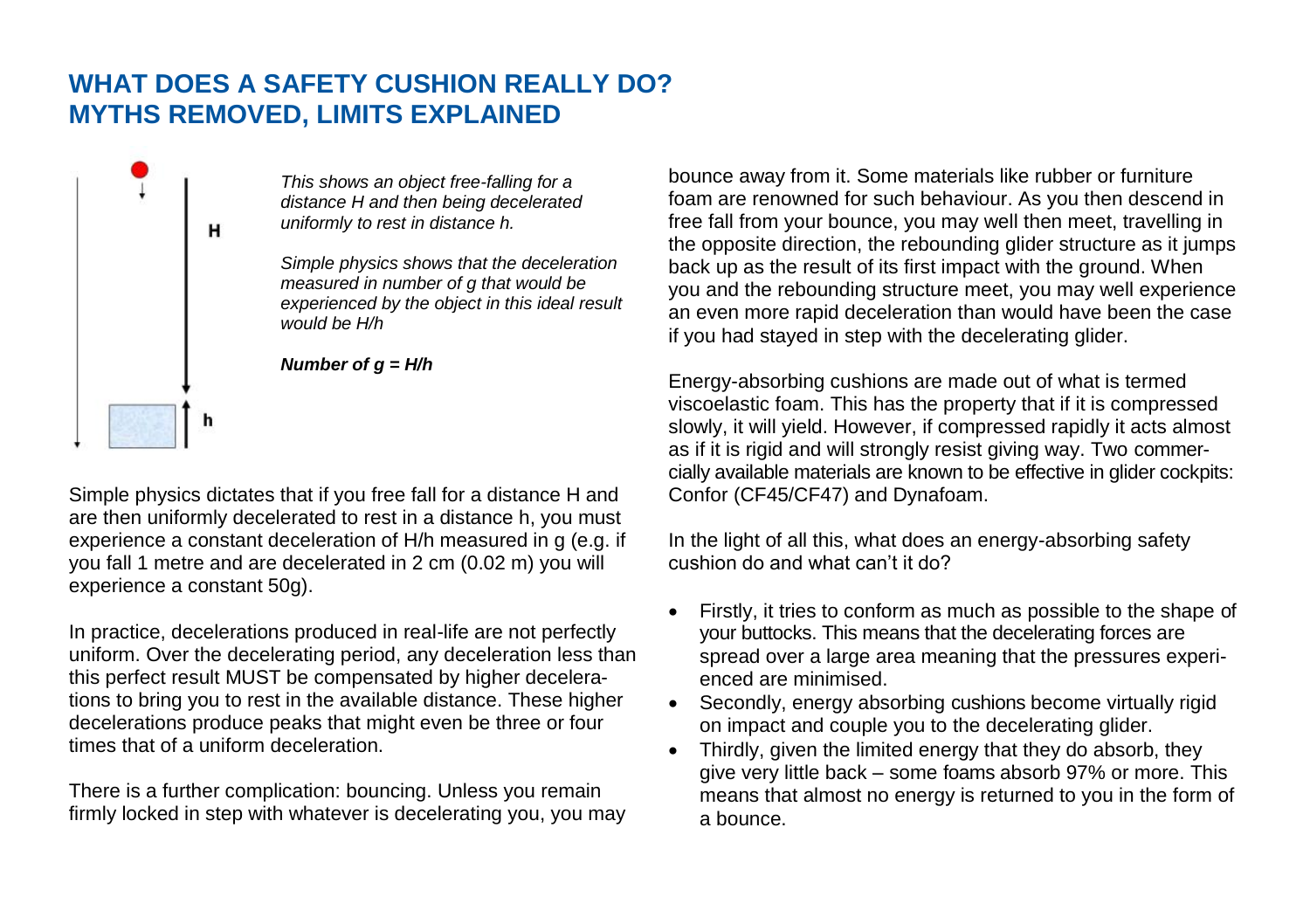# WHAT DOES A SAFETY CUSHION REALLY DO? MYTHS REMOVED, LIMITS EXPLAINED

*This shows an object free-falling for a distance H and then being decelerated uniformly to rest in distance h.*

*Simple physics shows that the deceleration measured in number of g that would be experienced by the object in this ideal result would be H/h*

***Number of g = H/h***

Simple physics dictates that if you free fall for a distance H and are then uniformly decelerated to rest in a distance h, you must experience a constant deceleration of H/h measured in g (e.g. if you fall 1 metre and are decelerated in 2 cm (0.02 m) you will experience a constant 50g).

In practice, decelerations produced in real-life are not perfectly uniform. Over the decelerating period, any deceleration less than this perfect result MUST be compensated by higher decelerations to bring you to rest in the available distance. These higher decelerations produce peaks that might even be three or four times that of a uniform deceleration.

There is a further complication: bouncing. Unless you remain firmly locked in step with whatever is decelerating you, you may bounce away from it. Some materials like rubber or furniture foam are renowned for such behaviour. As you then descend in free fall from your bounce, you may well then meet, travelling in the opposite direction, the rebounding glider structure as it jumps back up as the result of its first impact with the ground. When you and the rebounding structure meet, you may well experience an even more rapid deceleration than would have been the case if you had stayed in step with the decelerating glider.

Energy-absorbing cushions are made out of what is termed viscoelastic foam. This has the property that if it is compressed slowly, it will yield. However, if compressed rapidly it acts almost as if it is rigid and will strongly resist giving way. Two commercially available materials are known to be effective in glider cockpits: Confor (CF45/CF47) and Dynafoam.

In the light of all this, what does an energy-absorbing safety cushion do and what can't it do?

- Firstly, it tries to conform as much as possible to the shape of your buttocks. This means that the decelerating forces are spread over a large area meaning that the pressures experienced are minimised.
- Secondly, energy absorbing cushions become virtually rigid on impact and couple you to the decelerating glider.
- Thirdly, given the limited energy that they do absorb, they give very little back – some foams absorb 97% or more. This means that almost no energy is returned to you in the form of a bounce.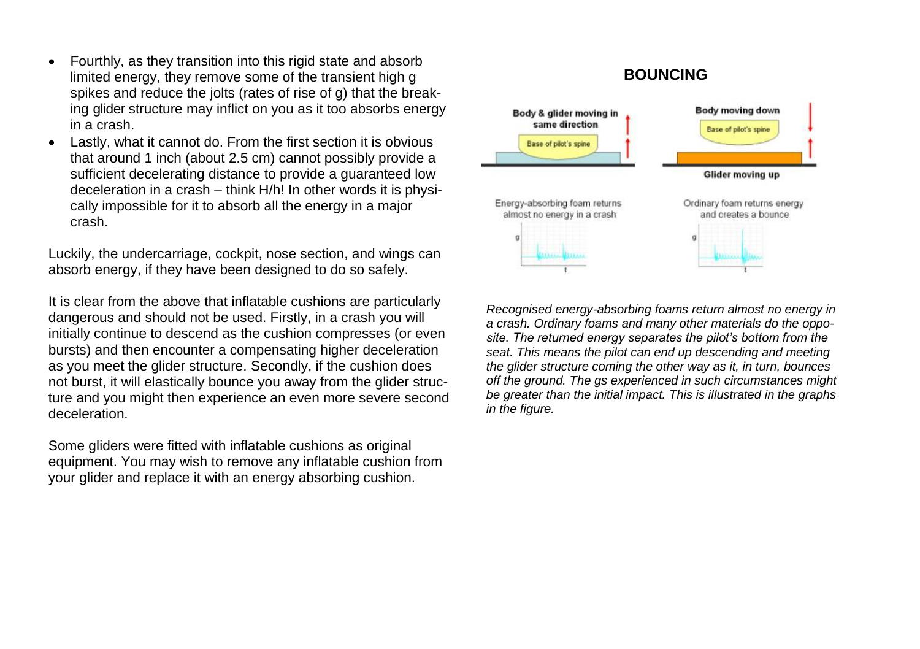- Fourthly, as they transition into this rigid state and absorb limited energy, they remove some of the transient high g spikes and reduce the jolts (rates of rise of g) that the breaking glider structure may inflict on you as it too absorbs energy in a crash.
- Lastly, what it cannot do. From the first section it is obvious that around 1 inch (about 2.5 cm) cannot possibly provide a sufficient decelerating distance to provide a guaranteed low deceleration in a crash – think H/h! In other words it is physically impossible for it to absorb all the energy in a major crash.

Luckily, the undercarriage, cockpit, nose section, and wings can absorb energy, if they have been designed to do so safely.

It is clear from the above that inflatable cushions are particularly dangerous and should not be used. Firstly, in a crash you will initially continue to descend as the cushion compresses (or even bursts) and then encounter a compensating higher deceleration as you meet the glider structure. Secondly, if the cushion does not burst, it will elastically bounce you away from the glider structure and you might then experience an even more severe second deceleration.

Some gliders were fitted with inflatable cushions as original equipment. You may wish to remove any inflatable cushion from your glider and replace it with an energy absorbing cushion.

## BOUNCING

Body & glider moving in same direction

Base of pilot's spine

Body moving down

Base of pilot's spine

Glider moving up

Energy-absorbing foam returns almost no energy in a crash

Ordinary foam returns energy and creates a bounce

*Recognised energy-absorbing foams return almost no energy in a crash. Ordinary foams and many other materials do the opposite. The returned energy separates the pilot's bottom from the seat. This means the pilot can end up descending and meeting the glider structure coming the other way as it, in turn, bounces off the ground. The gs experienced in such circumstances might be greater than the initial impact. This is illustrated in the graphs in the figure.*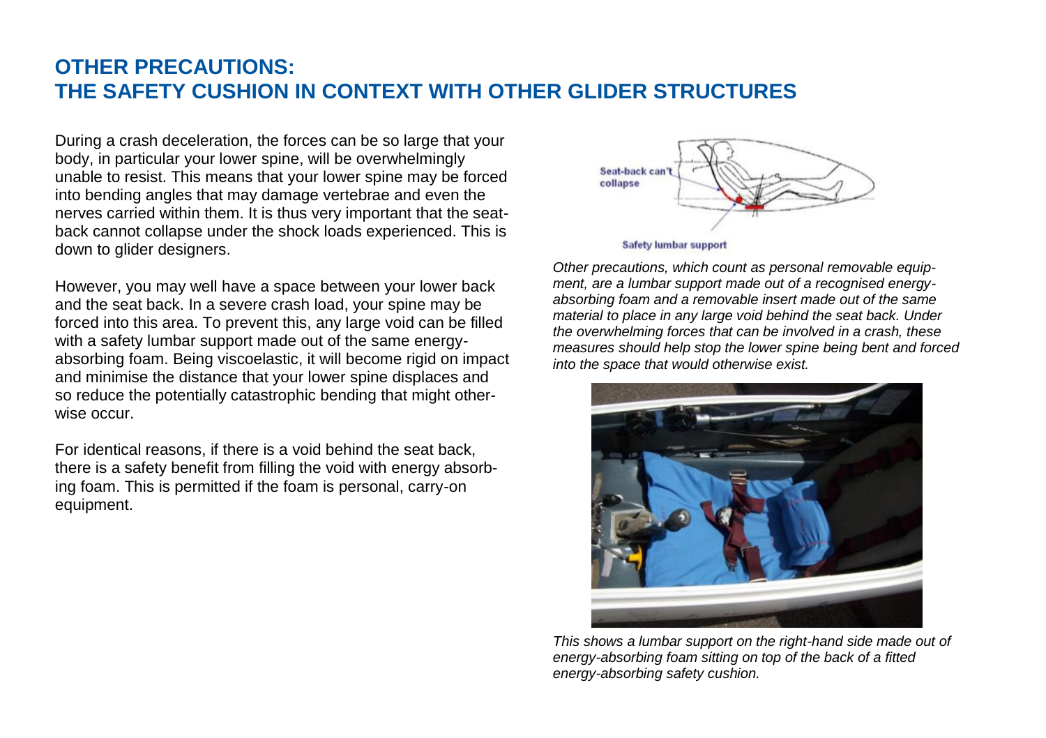# OTHER PRECAUTIONS:
# THE SAFETY CUSHION IN CONTEXT WITH OTHER GLIDER STRUCTURES

During a crash deceleration, the forces can be so large that your body, in particular your lower spine, will be overwhelmingly unable to resist. This means that your lower spine may be forced into bending angles that may damage vertebrae and even the nerves carried within them. It is thus very important that the seat-back cannot collapse under the shock loads experienced. This is down to glider designers.

However, you may well have a space between your lower back and the seat back. In a severe crash load, your spine may be forced into this area. To prevent this, any large void can be filled with a safety lumbar support made out of the same energy-absorbing foam. Being viscoelastic, it will become rigid on impact and minimise the distance that your lower spine displaces and so reduce the potentially catastrophic bending that might otherwise occur.

For identical reasons, if there is a void behind the seat back, there is a safety benefit from filling the void with energy absorbing foam. This is permitted if the foam is personal, carry-on equipment.

Seat-back can't collapse

Safety lumbar support

*Other precautions, which count as personal removable equipment, are a lumbar support made out of a recognised energy-absorbing foam and a removable insert made out of the same material to place in any large void behind the seat back. Under the overwhelming forces that can be involved in a crash, these measures should help stop the lower spine being bent and forced into the space that would otherwise exist.*

*This shows a lumbar support on the right-hand side made out of energy-absorbing foam sitting on top of the back of a fitted energy-absorbing safety cushion.*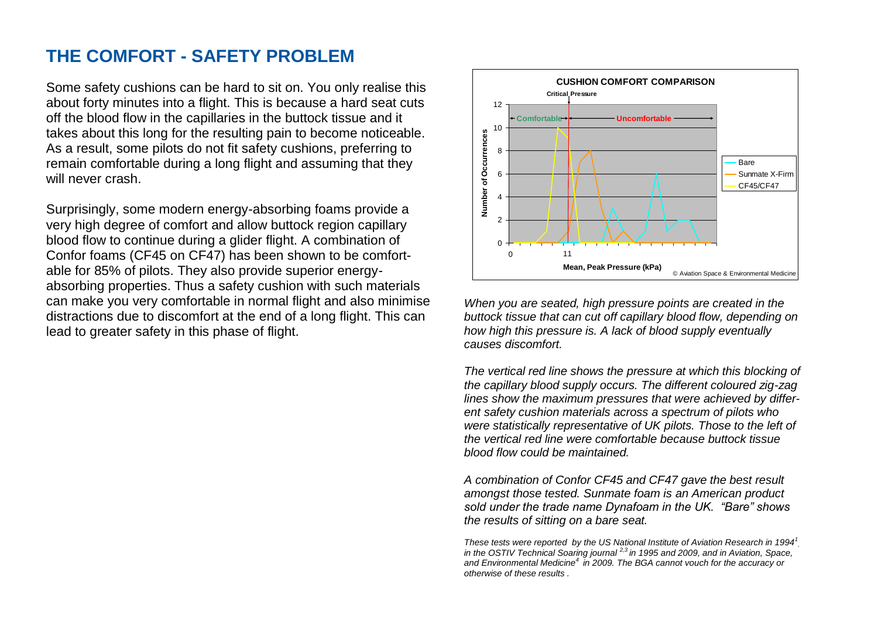# THE COMFORT - SAFETY PROBLEM

Some safety cushions can be hard to sit on. You only realise this about forty minutes into a flight. This is because a hard seat cuts off the blood flow in the capillaries in the buttock tissue and it takes about this long for the resulting pain to become noticeable. As a result, some pilots do not fit safety cushions, preferring to remain comfortable during a long flight and assuming that they will never crash.

Surprisingly, some modern energy-absorbing foams provide a very high degree of comfort and allow buttock region capillary blood flow to continue during a glider flight. A combination of Confor foams (CF45 on CF47) has been shown to be comfortable for 85% of pilots. They also provide superior energy-absorbing properties. Thus a safety cushion with such materials can make you very comfortable in normal flight and also minimise distractions due to discomfort at the end of a long flight. This can lead to greater safety in this phase of flight.

**CUSHION COMFORT COMPARISON**

Critical Pressure

← Comfortable → ← Uncomfortable →

Number of Occurrences

Mean, Peak Pressure (kPa)

Bare — Sunmate X-Firm — CF45/CF47

© Aviation Space & Environmental Medicine

*When you are seated, high pressure points are created in the buttock tissue that can cut off capillary blood flow, depending on how high this pressure is. A lack of blood supply eventually causes discomfort.*

*The vertical red line shows the pressure at which this blocking of the capillary blood supply occurs. The different coloured zig-zag lines show the maximum pressures that were achieved by different safety cushion materials across a spectrum of pilots who were statistically representative of UK pilots. Those to the left of the vertical red line were comfortable because buttock tissue blood flow could be maintained.*

*A combination of Confor CF45 and CF47 gave the best result amongst those tested. Sunmate foam is an American product sold under the trade name Dynafoam in the UK. "Bare" shows the results of sitting on a bare seat.*

*These tests were reported by the US National Institute of Aviation Research in 1994[1], in the OSTIV Technical Soaring journal [2,3] in 1995 and 2009, and in Aviation, Space, and Environmental Medicine[4] in 2009. The BGA cannot vouch for the accuracy or otherwise of these results .*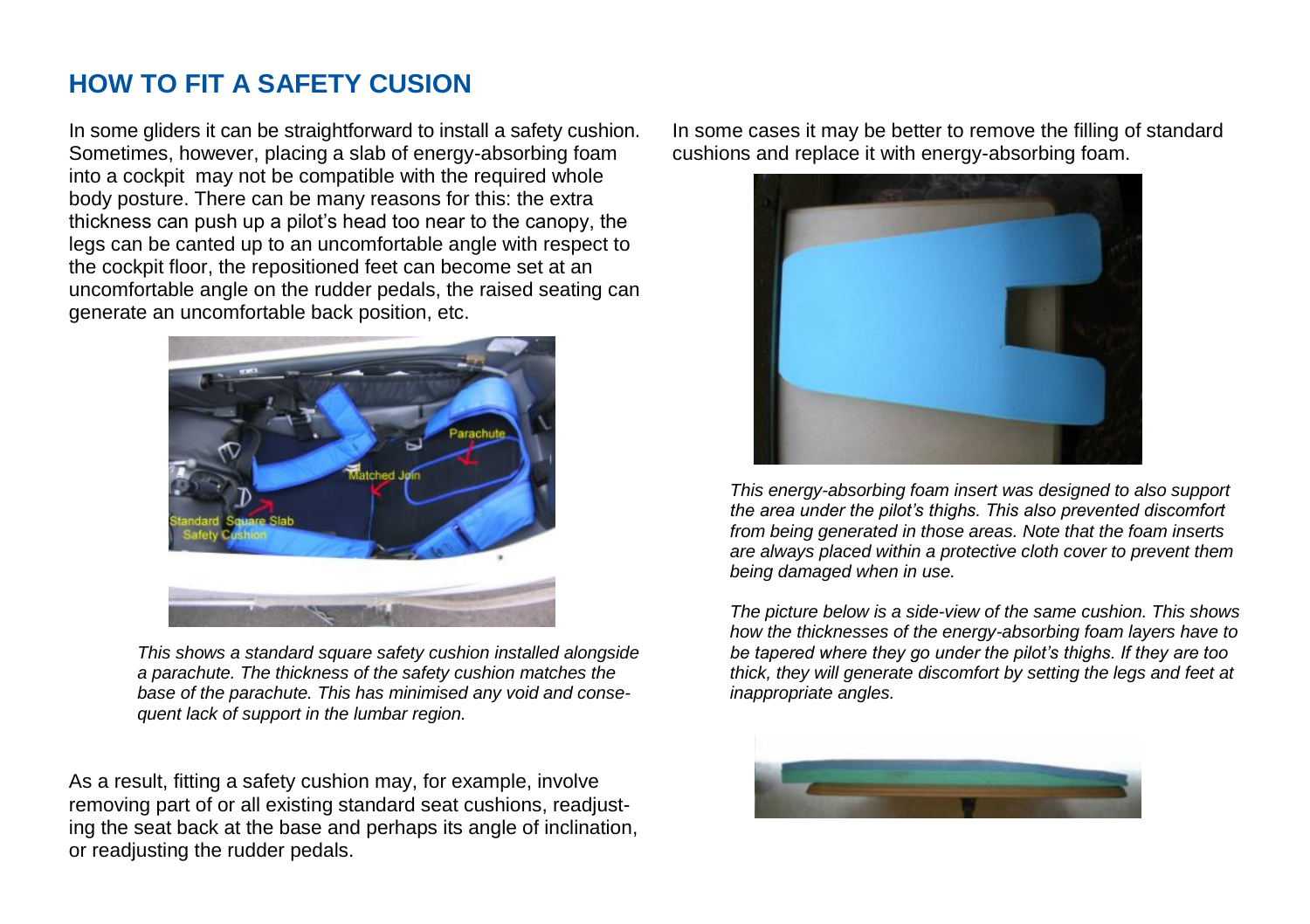## HOW TO FIT A SAFETY CUSION

In some gliders it can be straightforward to install a safety cushion. Sometimes, however, placing a slab of energy-absorbing foam into a cockpit may not be compatible with the required whole body posture. There can be many reasons for this: the extra thickness can push up a pilot's head too near to the canopy, the legs can be canted up to an uncomfortable angle with respect to the cockpit floor, the repositioned feet can become set at an uncomfortable angle on the rudder pedals, the raised seating can generate an uncomfortable back position, etc.

*This shows a standard square safety cushion installed alongside a parachute. The thickness of the safety cushion matches the base of the parachute. This has minimised any void and consequent lack of support in the lumbar region.*

As a result, fitting a safety cushion may, for example, involve removing part of or all existing standard seat cushions, readjusting the seat back at the base and perhaps its angle of inclination, or readjusting the rudder pedals.

In some cases it may be better to remove the filling of standard cushions and replace it with energy-absorbing foam.

*This energy-absorbing foam insert was designed to also support the area under the pilot's thighs. This also prevented discomfort from being generated in those areas. Note that the foam inserts are always placed within a protective cloth cover to prevent them being damaged when in use.*

*The picture below is a side-view of the same cushion. This shows how the thicknesses of the energy-absorbing foam layers have to be tapered where they go under the pilot's thighs. If they are too thick, they will generate discomfort by setting the legs and feet at inappropriate angles.*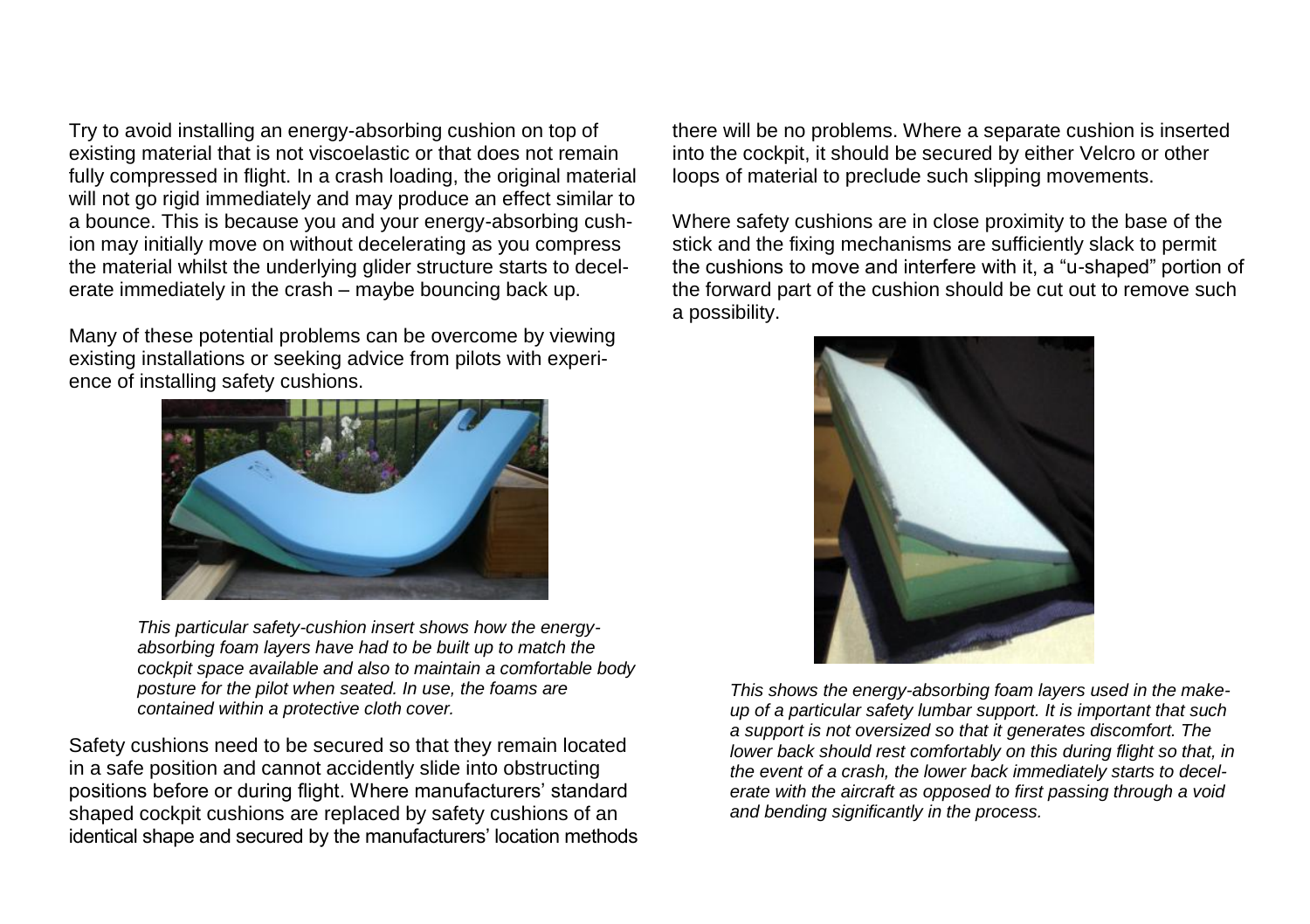Try to avoid installing an energy-absorbing cushion on top of existing material that is not viscoelastic or that does not remain fully compressed in flight. In a crash loading, the original material will not go rigid immediately and may produce an effect similar to a bounce. This is because you and your energy-absorbing cushion may initially move on without decelerating as you compress the material whilst the underlying glider structure starts to decelerate immediately in the crash – maybe bouncing back up.

Many of these potential problems can be overcome by viewing existing installations or seeking advice from pilots with experience of installing safety cushions.

*This particular safety-cushion insert shows how the energy-absorbing foam layers have had to be built up to match the cockpit space available and also to maintain a comfortable body posture for the pilot when seated. In use, the foams are contained within a protective cloth cover.*

Safety cushions need to be secured so that they remain located in a safe position and cannot accidently slide into obstructing positions before or during flight. Where manufacturers' standard shaped cockpit cushions are replaced by safety cushions of an identical shape and secured by the manufacturers' location methods there will be no problems. Where a separate cushion is inserted into the cockpit, it should be secured by either Velcro or other loops of material to preclude such slipping movements.

Where safety cushions are in close proximity to the base of the stick and the fixing mechanisms are sufficiently slack to permit the cushions to move and interfere with it, a "u-shaped" portion of the forward part of the cushion should be cut out to remove such a possibility.

*This shows the energy-absorbing foam layers used in the make-up of a particular safety lumbar support. It is important that such a support is not oversized so that it generates discomfort. The lower back should rest comfortably on this during flight so that, in the event of a crash, the lower back immediately starts to decelerate with the aircraft as opposed to first passing through a void and bending significantly in the process.*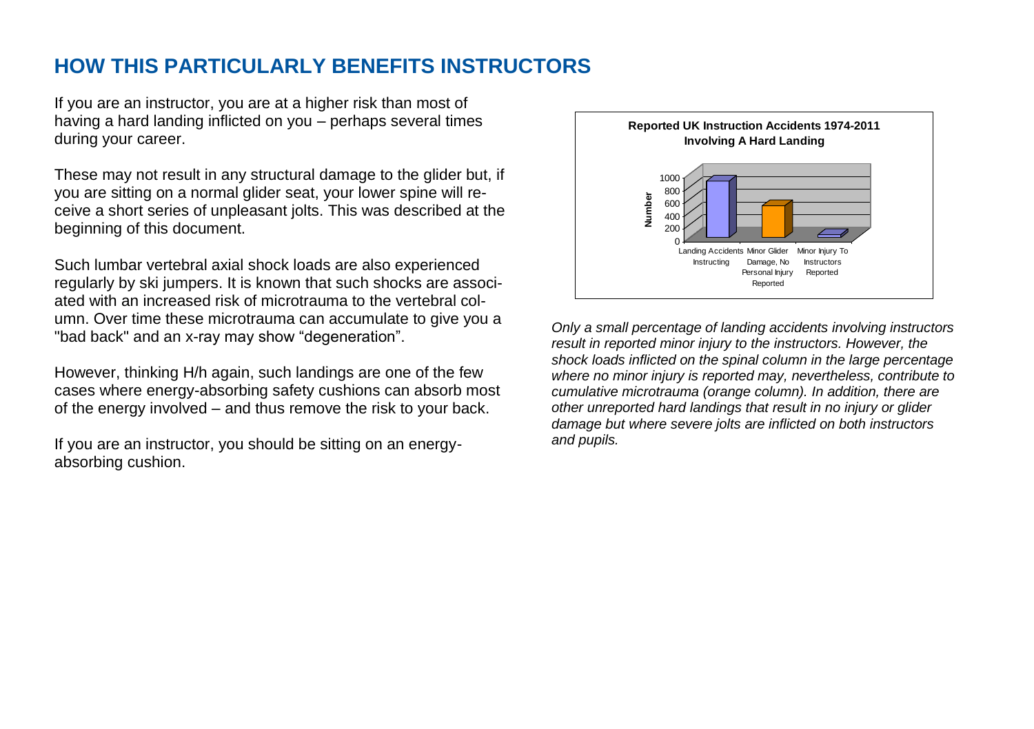## HOW THIS PARTICULARLY BENEFITS INSTRUCTORS

If you are an instructor, you are at a higher risk than most of having a hard landing inflicted on you – perhaps several times during your career.

These may not result in any structural damage to the glider but, if you are sitting on a normal glider seat, your lower spine will receive a short series of unpleasant jolts. This was described at the beginning of this document.

Such lumbar vertebral axial shock loads are also experienced regularly by ski jumpers. It is known that such shocks are associated with an increased risk of microtrauma to the vertebral column. Over time these microtrauma can accumulate to give you a "bad back" and an x-ray may show "degeneration".

However, thinking H/h again, such landings are one of the few cases where energy-absorbing safety cushions can absorb most of the energy involved – and thus remove the risk to your back.

If you are an instructor, you should be sitting on an energy-absorbing cushion.

**Reported UK Instruction Accidents 1974-2011 Involving A Hard Landing**

| Category | Number (approx.) |
|---|---|
| Landing Accidents Instructing | ~900 |
| Minor Glider Damage, No Personal Injury Reported | ~500 |
| Minor Injury To Instructors Reported | ~30 |

*Only a small percentage of landing accidents involving instructors result in reported minor injury to the instructors. However, the shock loads inflicted on the spinal column in the large percentage where no minor injury is reported may, nevertheless, contribute to cumulative microtrauma (orange column). In addition, there are other unreported hard landings that result in no injury or glider damage but where severe jolts are inflicted on both instructors and pupils.*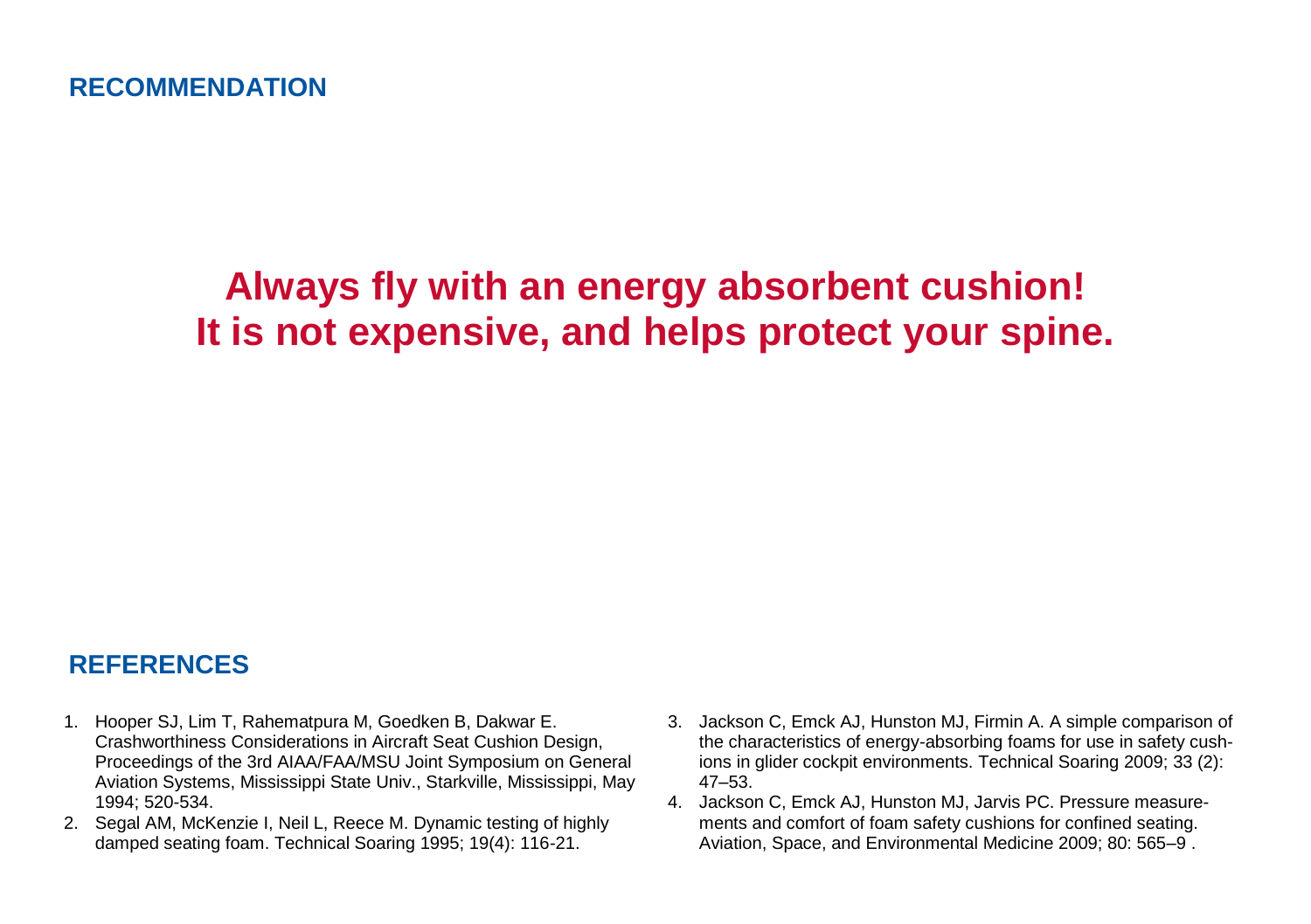## RECOMMENDATION

**Always fly with an energy absorbent cushion!**
**It is not expensive, and helps protect your spine.**

## REFERENCES

1. Hooper SJ, Lim T, Rahematpura M, Goedken B, Dakwar E. Crashworthiness Considerations in Aircraft Seat Cushion Design, Proceedings of the 3rd AIAA/FAA/MSU Joint Symposium on General Aviation Systems, Mississippi State Univ., Starkville, Mississippi, May 1994; 520-534.
2. Segal AM, McKenzie I, Neil L, Reece M. Dynamic testing of highly damped seating foam. Technical Soaring 1995; 19(4): 116-21.
3. Jackson C, Emck AJ, Hunston MJ, Firmin A. A simple comparison of the characteristics of energy-absorbing foams for use in safety cushions in glider cockpit environments. Technical Soaring 2009; 33 (2): 47–53.
4. Jackson C, Emck AJ, Hunston MJ, Jarvis PC. Pressure measurements and comfort of foam safety cushions for confined seating. Aviation, Space, and Environmental Medicine 2009; 80: 565–9 .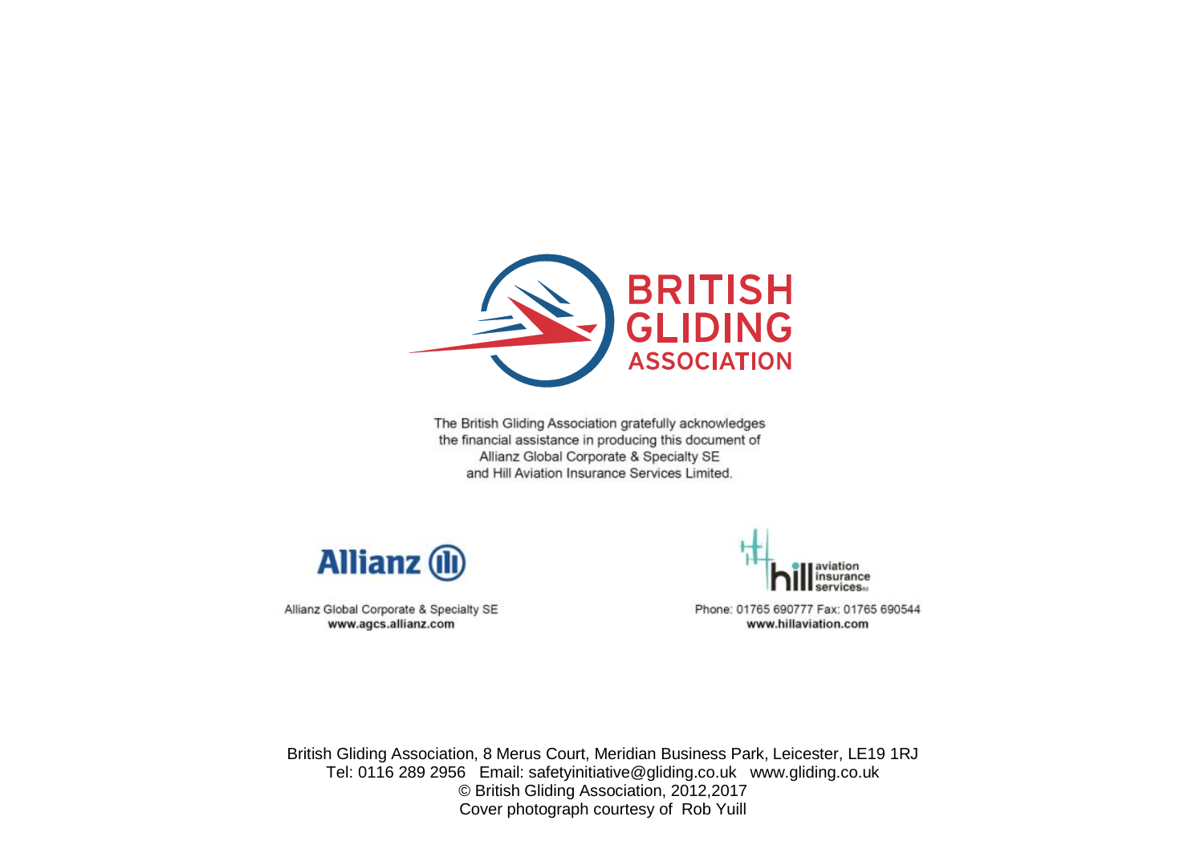BRITISH GLIDING ASSOCIATION

The British Gliding Association gratefully acknowledges the financial assistance in producing this document of Allianz Global Corporate & Specialty SE and Hill Aviation Insurance Services Limited.

Allianz

Allianz Global Corporate & Specialty SE
**www.agcs.allianz.com**

hill aviation insurance services

Phone: 01765 690777 Fax: 01765 690544
**www.hillaviation.com**

British Gliding Association, 8 Merus Court, Meridian Business Park, Leicester, LE19 1RJ
Tel: 0116 289 2956 Email: safetyinitiative@gliding.co.uk www.gliding.co.uk
© British Gliding Association, 2012,2017
Cover photograph courtesy of Rob Yuill